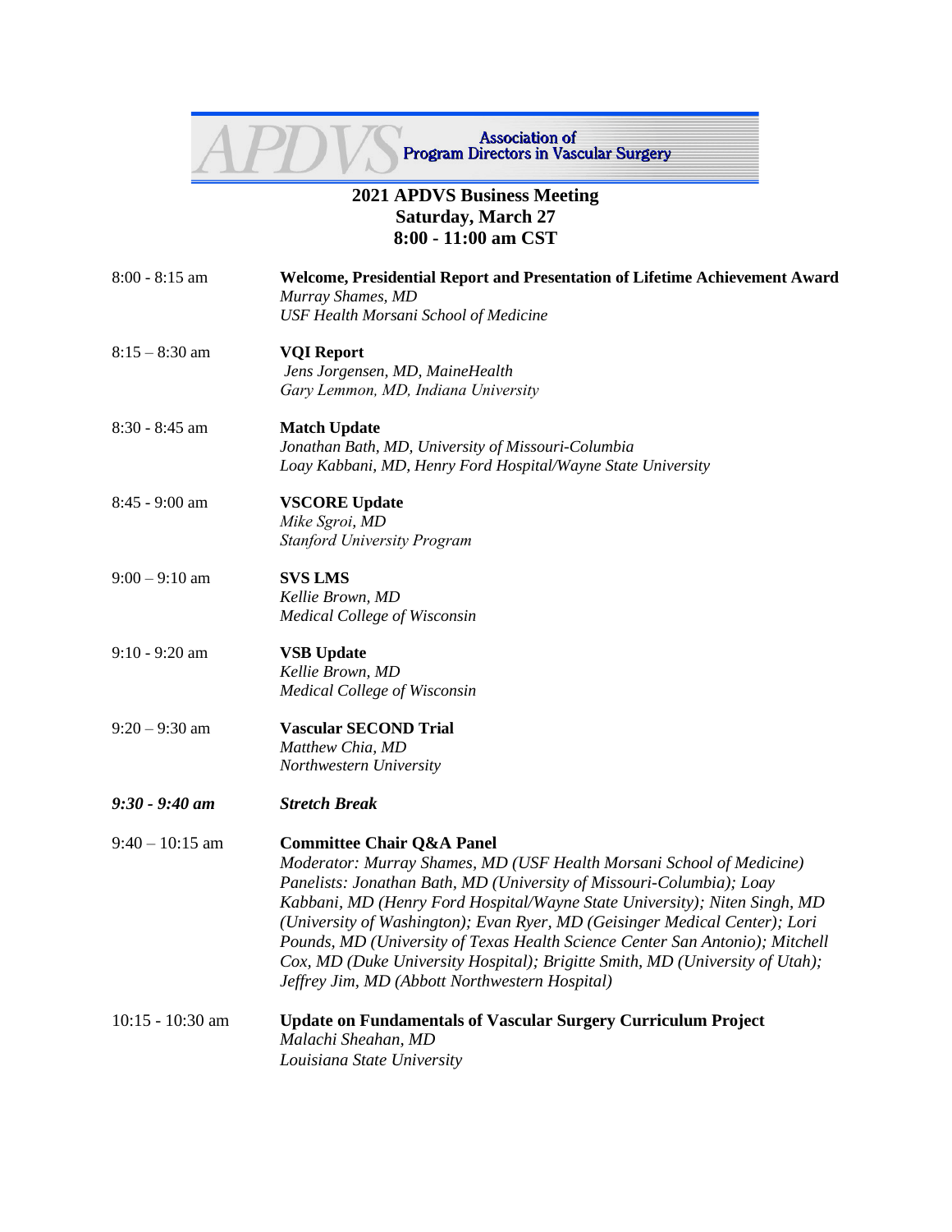APDVS Association of Program Directors in Vascular Surgery

# 2021 APDVS Business Meeting
## Saturday, March 27
## 8:00 - 11:00 am CST

8:00 - 8:15 am **Welcome, Presidential Report and Presentation of Lifetime Achievement Award**
*Murray Shames, MD*
*USF Health Morsani School of Medicine*

8:15 – 8:30 am **VQI Report**
*Jens Jorgensen, MD, MaineHealth*
*Gary Lemmon, MD, Indiana University*

8:30 - 8:45 am **Match Update**
*Jonathan Bath, MD, University of Missouri-Columbia*
*Loay Kabbani, MD, Henry Ford Hospital/Wayne State University*

8:45 - 9:00 am **VSCORE Update**
*Mike Sgroi, MD*
*Stanford University Program*

9:00 – 9:10 am **SVS LMS**
*Kellie Brown, MD*
*Medical College of Wisconsin*

9:10 - 9:20 am **VSB Update**
*Kellie Brown, MD*
*Medical College of Wisconsin*

9:20 – 9:30 am **Vascular SECOND Trial**
*Matthew Chia, MD*
*Northwestern University*

***9:30 - 9:40 am*** ***Stretch Break***

9:40 – 10:15 am **Committee Chair Q&A Panel**
*Moderator: Murray Shames, MD (USF Health Morsani School of Medicine)*
*Panelists: Jonathan Bath, MD (University of Missouri-Columbia); Loay Kabbani, MD (Henry Ford Hospital/Wayne State University); Niten Singh, MD (University of Washington); Evan Ryer, MD (Geisinger Medical Center); Lori Pounds, MD (University of Texas Health Science Center San Antonio); Mitchell Cox, MD (Duke University Hospital); Brigitte Smith, MD (University of Utah); Jeffrey Jim, MD (Abbott Northwestern Hospital)*

10:15 - 10:30 am **Update on Fundamentals of Vascular Surgery Curriculum Project**
*Malachi Sheahan, MD*
*Louisiana State University*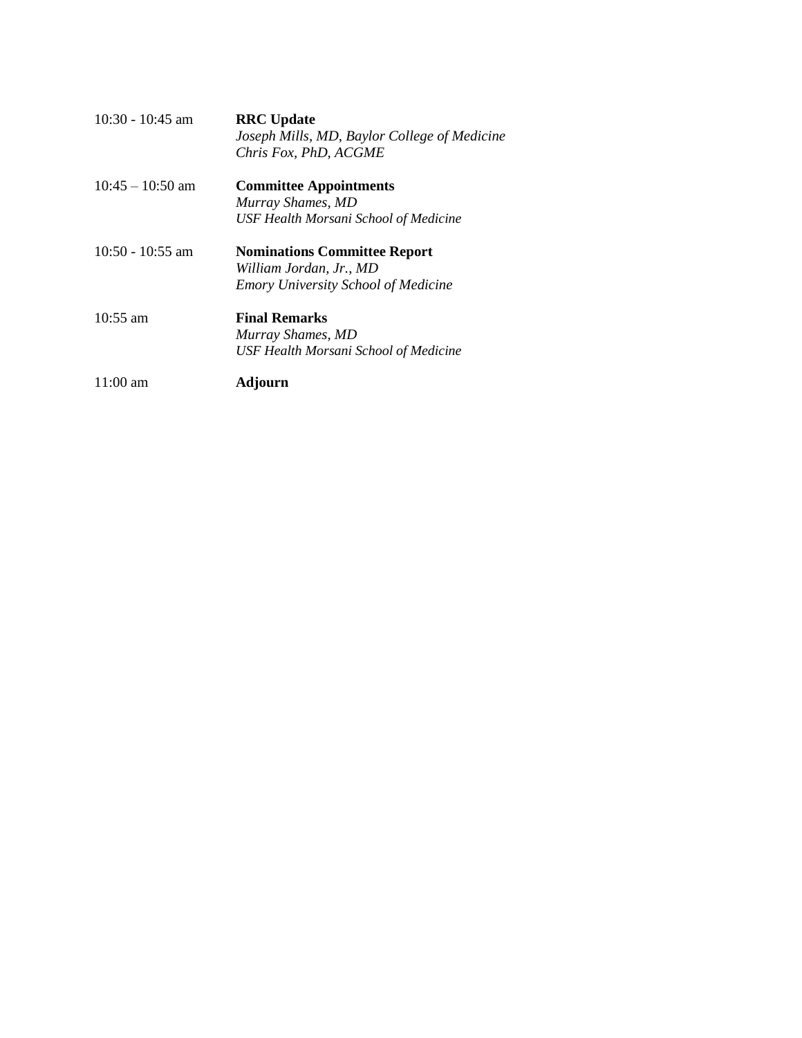| | |
|---|---|
| 10:30 - 10:45 am | **RRC Update**<br>*Joseph Mills, MD, Baylor College of Medicine*<br>*Chris Fox, PhD, ACGME* |
| 10:45 – 10:50 am | **Committee Appointments**<br>*Murray Shames, MD*<br>*USF Health Morsani School of Medicine* |
| 10:50 - 10:55 am | **Nominations Committee Report**<br>*William Jordan, Jr., MD*<br>*Emory University School of Medicine* |
| 10:55 am | **Final Remarks**<br>*Murray Shames, MD*<br>*USF Health Morsani School of Medicine* |
| 11:00 am | **Adjourn** |